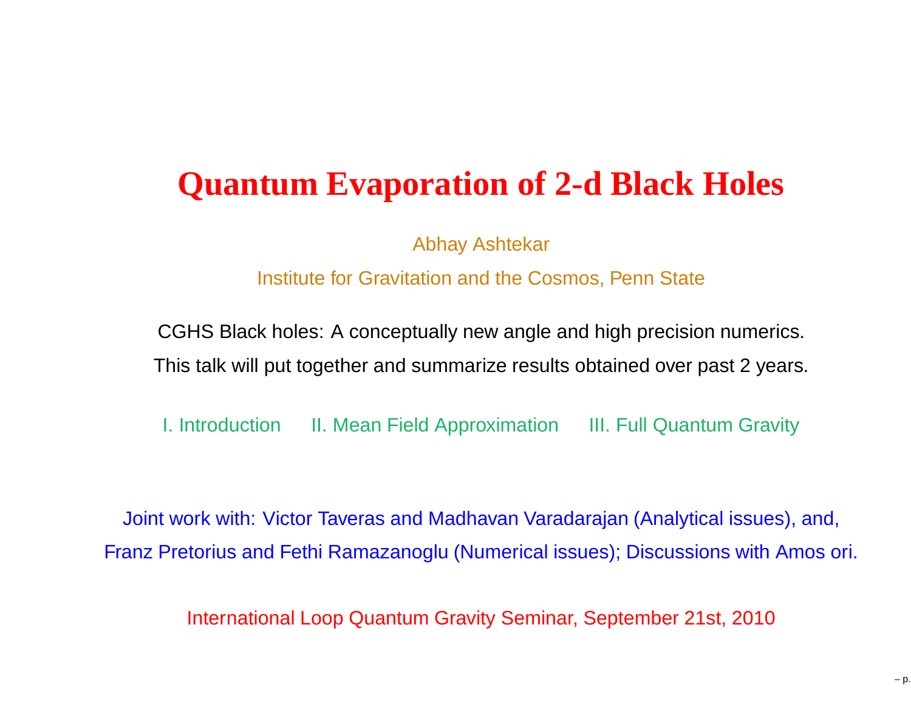# Quantum Evaporation of 2-d Black Holes

Abhay Ashtekar

Institute for Gravitation and the Cosmos, Penn State

CGHS Black holes: A conceptually new angle and high precision numerics.

This talk will put together and summarize results obtained over past 2 years.

I. Introduction     II. Mean Field Approximation     III. Full Quantum Gravity

Joint work with: Victor Taveras and Madhavan Varadarajan (Analytical issues), and,

Franz Pretorius and Fethi Ramazanoglu (Numerical issues); Discussions with Amos ori.

International Loop Quantum Gravity Seminar, September 21st, 2010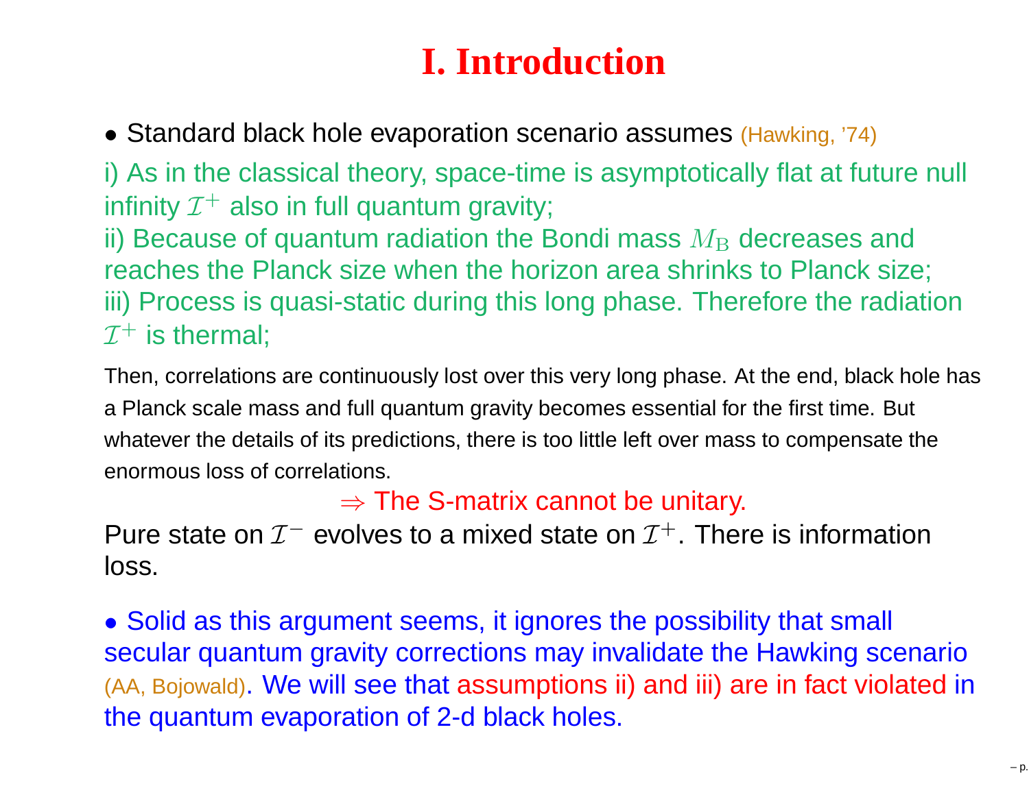# I. Introduction

- Standard black hole evaporation scenario assumes (Hawking, '74)

i) As in the classical theory, space-time is asymptotically flat at future null infinity $\mathcal{I}^+$ also in full quantum gravity;
ii) Because of quantum radiation the Bondi mass $M_{\rm B}$ decreases and reaches the Planck size when the horizon area shrinks to Planck size;
iii) Process is quasi-static during this long phase. Therefore the radiation $\mathcal{I}^+$ is thermal;

Then, correlations are continuously lost over this very long phase. At the end, black hole has a Planck scale mass and full quantum gravity becomes essential for the first time. But whatever the details of its predictions, there is too little left over mass to compensate the enormous loss of correlations.

$\Rightarrow$ The S-matrix cannot be unitary.

Pure state on $\mathcal{I}^-$ evolves to a mixed state on $\mathcal{I}^+$. There is information loss.

- Solid as this argument seems, it ignores the possibility that small secular quantum gravity corrections may invalidate the Hawking scenario (AA, Bojowald). We will see that assumptions ii) and iii) are in fact violated in the quantum evaporation of 2-d black holes.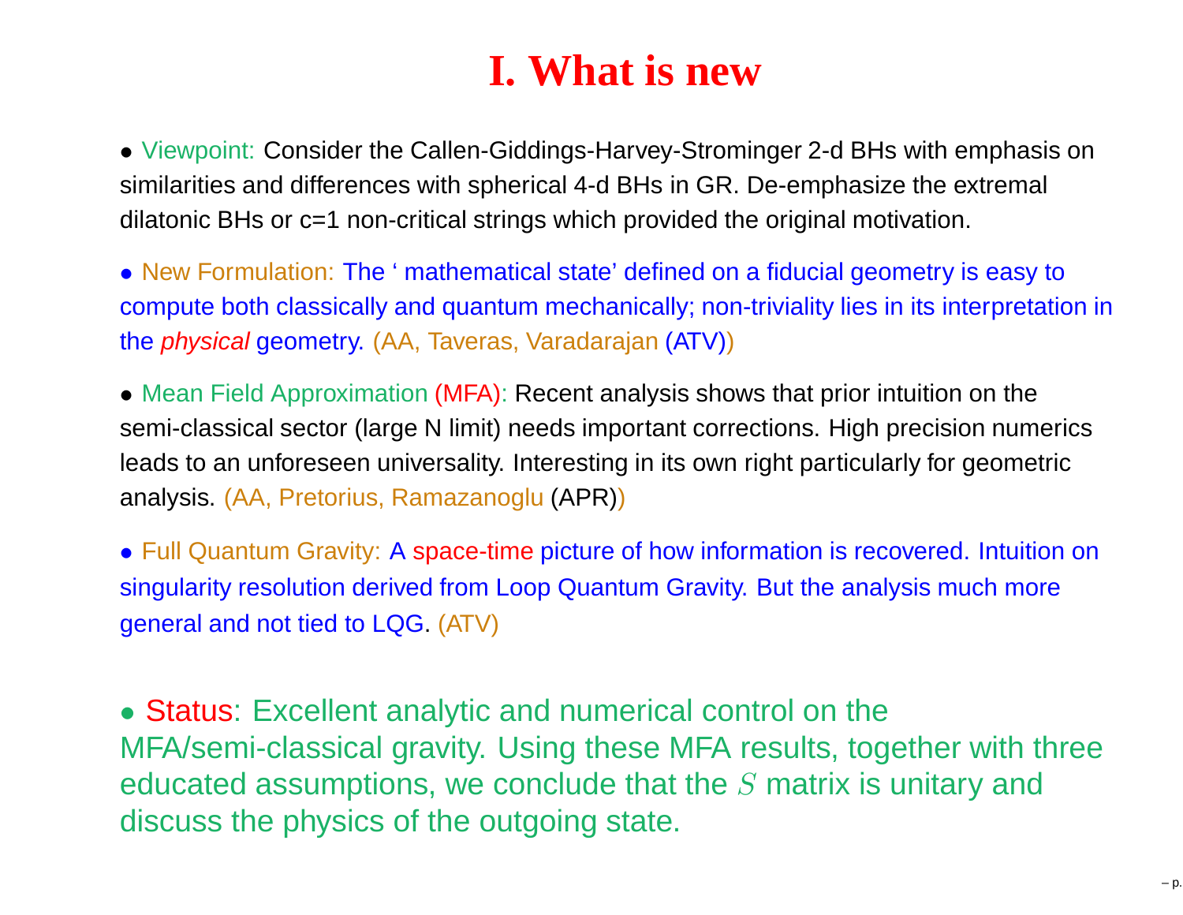# I. What is new

- Viewpoint: Consider the Callen-Giddings-Harvey-Strominger 2-d BHs with emphasis on similarities and differences with spherical 4-d BHs in GR. De-emphasize the extremal dilatonic BHs or c=1 non-critical strings which provided the original motivation.

- New Formulation: The ‘ mathematical state’ defined on a fiducial geometry is easy to compute both classically and quantum mechanically; non-triviality lies in its interpretation in the *physical* geometry. (AA, Taveras, Varadarajan (ATV))

- Mean Field Approximation (MFA): Recent analysis shows that prior intuition on the semi-classical sector (large N limit) needs important corrections. High precision numerics leads to an unforeseen universality. Interesting in its own right particularly for geometric analysis. (AA, Pretorius, Ramazanoglu (APR))

- Full Quantum Gravity: A space-time picture of how information is recovered. Intuition on singularity resolution derived from Loop Quantum Gravity. But the analysis much more general and not tied to LQG. (ATV)

- Status: Excellent analytic and numerical control on the MFA/semi-classical gravity. Using these MFA results, together with three educated assumptions, we conclude that the $S$ matrix is unitary and discuss the physics of the outgoing state.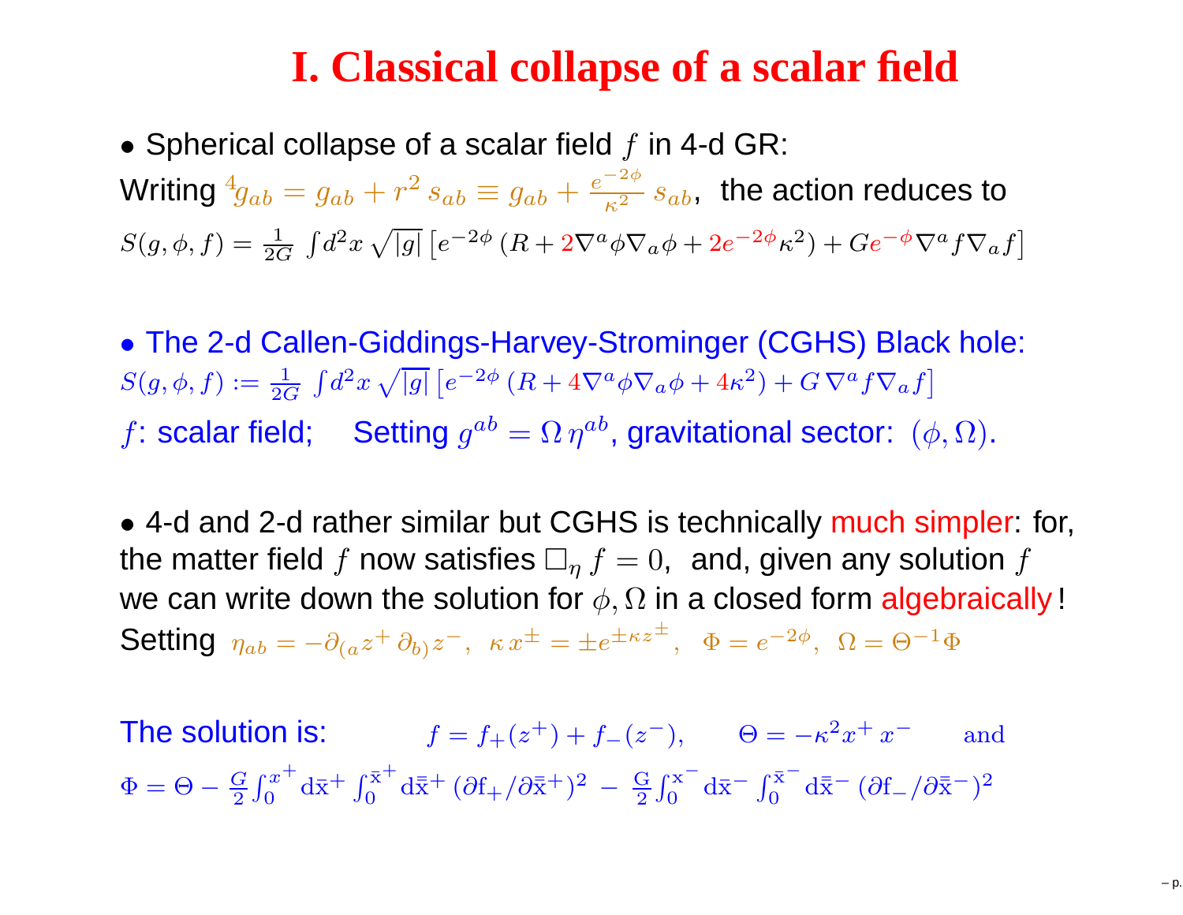# I. Classical collapse of a scalar field

- Spherical collapse of a scalar field $f$ in 4-d GR:

Writing ${}^4g_{ab} = g_{ab} + r^2\, s_{ab} \equiv g_{ab} + \frac{e^{-2\phi}}{\kappa^2}\, s_{ab}$, the action reduces to

$$S(g,\phi,f) = \frac{1}{2G} \int d^2x \sqrt{|g|} \left[e^{-2\phi} \left(R + 2\nabla^a\phi\nabla_a\phi + 2e^{-2\phi}\kappa^2\right) + Ge^{-\phi}\nabla^a f \nabla_a f\right]$$

- The 2-d Callen-Giddings-Harvey-Strominger (CGHS) Black hole:

$$S(g,\phi,f) := \frac{1}{2G} \int d^2x \sqrt{|g|} \left[e^{-2\phi} \left(R + 4\nabla^a\phi\nabla_a\phi + 4\kappa^2\right) + G\, \nabla^a f \nabla_a f\right]$$

$f$: scalar field; Setting $g^{ab} = \Omega\, \eta^{ab}$, gravitational sector: $(\phi, \Omega)$.

- 4-d and 2-d rather similar but CGHS is technically much simpler: for, the matter field $f$ now satisfies $\Box_\eta\, f = 0$, and, given any solution $f$ we can write down the solution for $\phi, \Omega$ in a closed form algebraically!

Setting $\eta_{ab} = -\partial_{(a} z^+\, \partial_{b)} z^-,\ \ \kappa\, x^\pm = \pm e^{\pm\kappa z^\pm},\ \ \Phi = e^{-2\phi},\ \ \Omega = \Theta^{-1}\Phi$

The solution is: $f = f_+(z^+) + f_-(z^-)$, $\Theta = -\kappa^2 x^+ x^-$ and

$$\Phi = \Theta - \frac{G}{2}\int_0^{x^+} d\bar{x}^+ \int_0^{\bar{x}^+} d\bar{\bar{x}}^+ \left(\partial f_+/\partial\bar{\bar{x}}^+\right)^2 - \frac{G}{2}\int_0^{x^-} d\bar{x}^- \int_0^{\bar{x}^-} d\bar{\bar{x}}^- \left(\partial f_-/\partial\bar{\bar{x}}^-\right)^2$$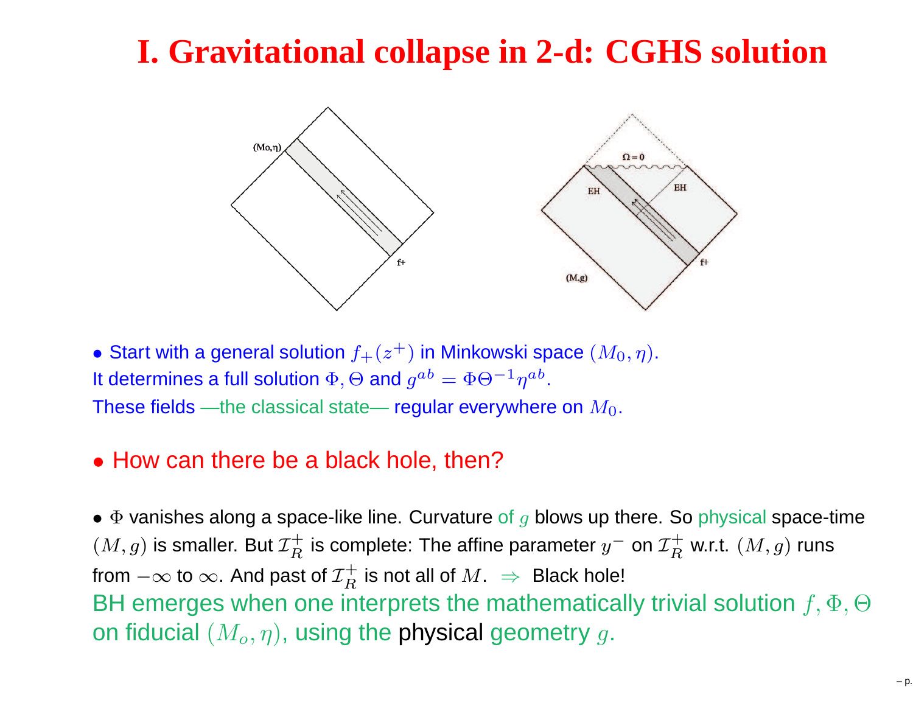# I. Gravitational collapse in 2-d: CGHS solution

- Start with a general solution $f_+(z^+)$ in Minkowski space $(M_0, \eta)$. It determines a full solution $\Phi, \Theta$ and $g^{ab} = \Phi\Theta^{-1}\eta^{ab}$. These fields —the classical state— regular everywhere on $M_0$.

- How can there be a black hole, then?

- $\Phi$ vanishes along a space-like line. Curvature of $g$ blows up there. So physical space-time $(M, g)$ is smaller. But $\mathcal{I}_R^+$ is complete: The affine parameter $y^-$ on $\mathcal{I}_R^+$ w.r.t. $(M, g)$ runs from $-\infty$ to $\infty$. And past of $\mathcal{I}_R^+$ is not all of $M$. $\Rightarrow$ Black hole!

BH emerges when one interprets the mathematically trivial solution $f, \Phi, \Theta$ on fiducial $(M_o, \eta)$, using the physical geometry $g$.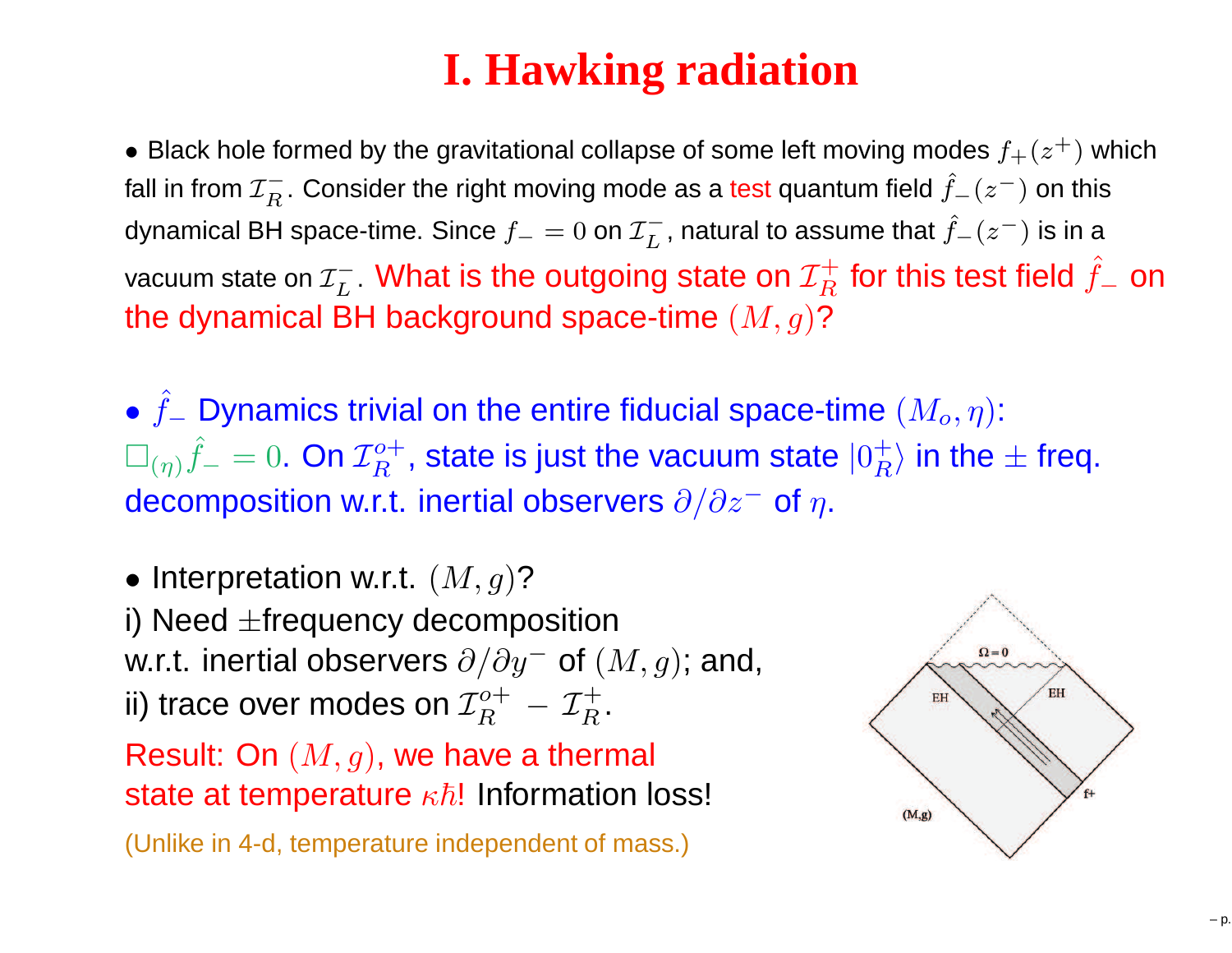# I. Hawking radiation

- Black hole formed by the gravitational collapse of some left moving modes $f_+(z^+)$ which fall in from $\mathcal{I}_R^-$. Consider the right moving mode as a test quantum field $\hat{f}_-(z^-)$ on this dynamical BH space-time. Since $f_- = 0$ on $\mathcal{I}_L^-$, natural to assume that $\hat{f}_-(z^-)$ is in a vacuum state on $\mathcal{I}_L^-$. What is the outgoing state on $\mathcal{I}_R^+$ for this test field $\hat{f}_-$ on the dynamical BH background space-time $(M, g)$?

- $\hat{f}_-$ Dynamics trivial on the entire fiducial space-time $(M_o, \eta)$: $\Box_{(\eta)} \hat{f}_- = 0$. On $\mathcal{I}_R^{o+}$, state is just the vacuum state $|0_R^+\rangle$ in the $\pm$ freq. decomposition w.r.t. inertial observers $\partial/\partial z^-$ of $\eta$.

- Interpretation w.r.t. $(M, g)$?

i) Need $\pm$frequency decomposition w.r.t. inertial observers $\partial/\partial y^-$ of $(M, g)$; and,

ii) trace over modes on $\mathcal{I}_R^{o+} - \mathcal{I}_R^+$.

Result: On $(M, g)$, we have a thermal state at temperature $\kappa\hbar$! Information loss!

(Unlike in 4-d, temperature independent of mass.)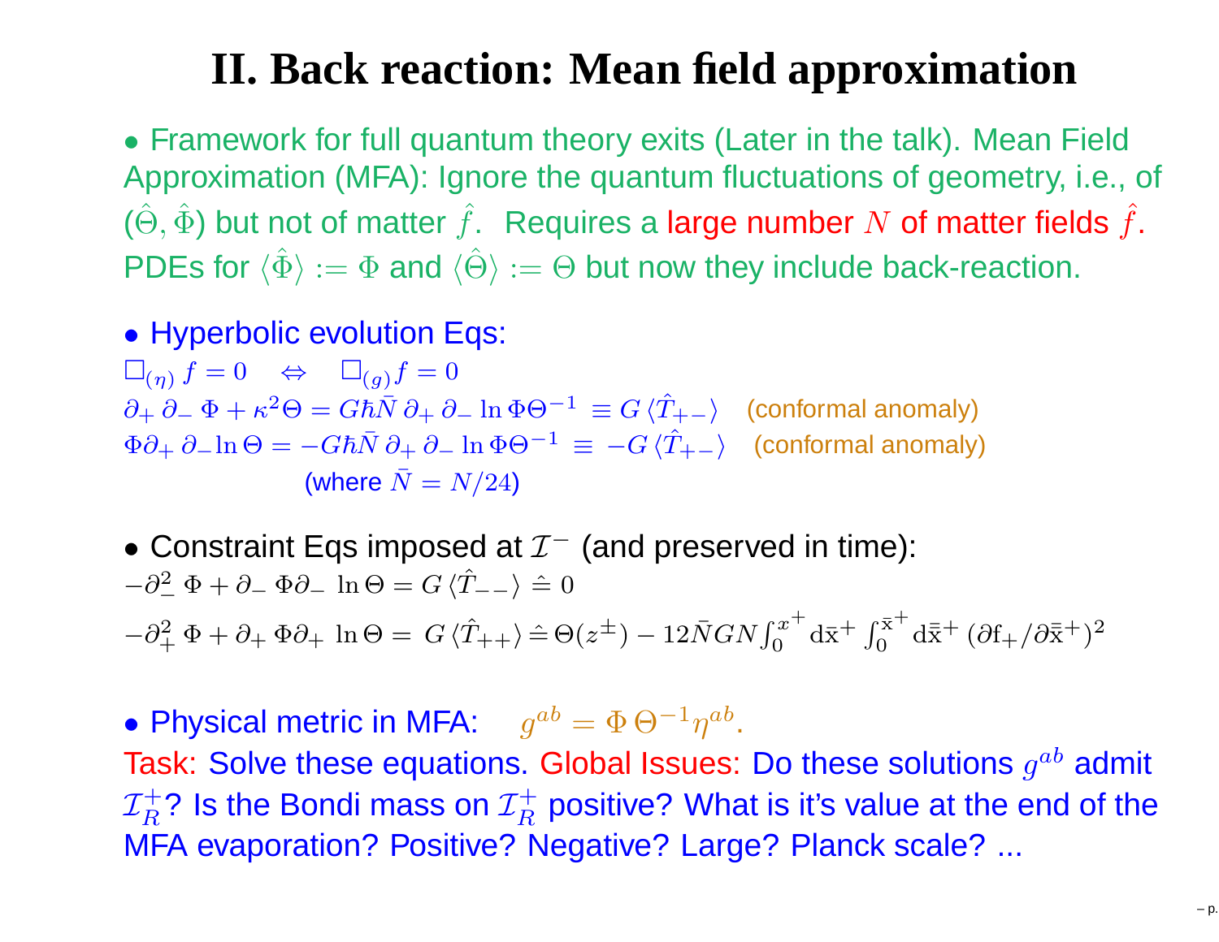# II. Back reaction: Mean field approximation

- Framework for full quantum theory exits (Later in the talk). Mean Field Approximation (MFA): Ignore the quantum fluctuations of geometry, i.e., of $(\hat{\Theta}, \hat{\Phi})$ but not of matter $\hat{f}$. Requires a large number $N$ of matter fields $\hat{f}$. PDEs for $\langle \hat{\Phi} \rangle := \Phi$ and $\langle \hat{\Theta} \rangle := \Theta$ but now they include back-reaction.

- Hyperbolic evolution Eqs:

$$\Box_{(\eta)} f = 0 \quad \Leftrightarrow \quad \Box_{(g)} f = 0$$

$$\partial_+ \partial_- \Phi + \kappa^2 \Theta = G\hbar \bar{N}\, \partial_+ \partial_- \ln \Phi \Theta^{-1} \equiv G \langle \hat{T}_{+-} \rangle \quad \text{(conformal anomaly)}$$

$$\Phi \partial_+ \partial_- \ln \Theta = -G\hbar \bar{N}\, \partial_+ \partial_- \ln \Phi \Theta^{-1} \equiv -G \langle \hat{T}_{+-} \rangle \quad \text{(conformal anomaly)}$$

(where $\bar{N} = N/24$)

- Constraint Eqs imposed at $\mathcal{I}^-$ (and preserved in time):

$$-\partial_-^2 \Phi + \partial_- \Phi \partial_- \ln \Theta = G \langle \hat{T}_{--} \rangle \hat{=} 0$$

$$-\partial_+^2 \Phi + \partial_+ \Phi \partial_+ \ln \Theta = G \langle \hat{T}_{++} \rangle \hat{=} \Theta(z^\pm) - 12\bar{N}GN \int_0^{x^+} \mathrm{d}\bar{\mathrm{x}}^+ \int_0^{\bar{\mathrm{x}}^+} \mathrm{d}\bar{\bar{\mathrm{x}}}^+ \, (\partial \mathrm{f}_+ / \partial \bar{\bar{\mathrm{x}}}^+)^2$$

- Physical metric in MFA: $g^{ab} = \Phi\, \Theta^{-1} \eta^{ab}$.

Task: Solve these equations. Global Issues: Do these solutions $g^{ab}$ admit $\mathcal{I}_R^+$? Is the Bondi mass on $\mathcal{I}_R^+$ positive? What is it's value at the end of the MFA evaporation? Positive? Negative? Large? Planck scale? ...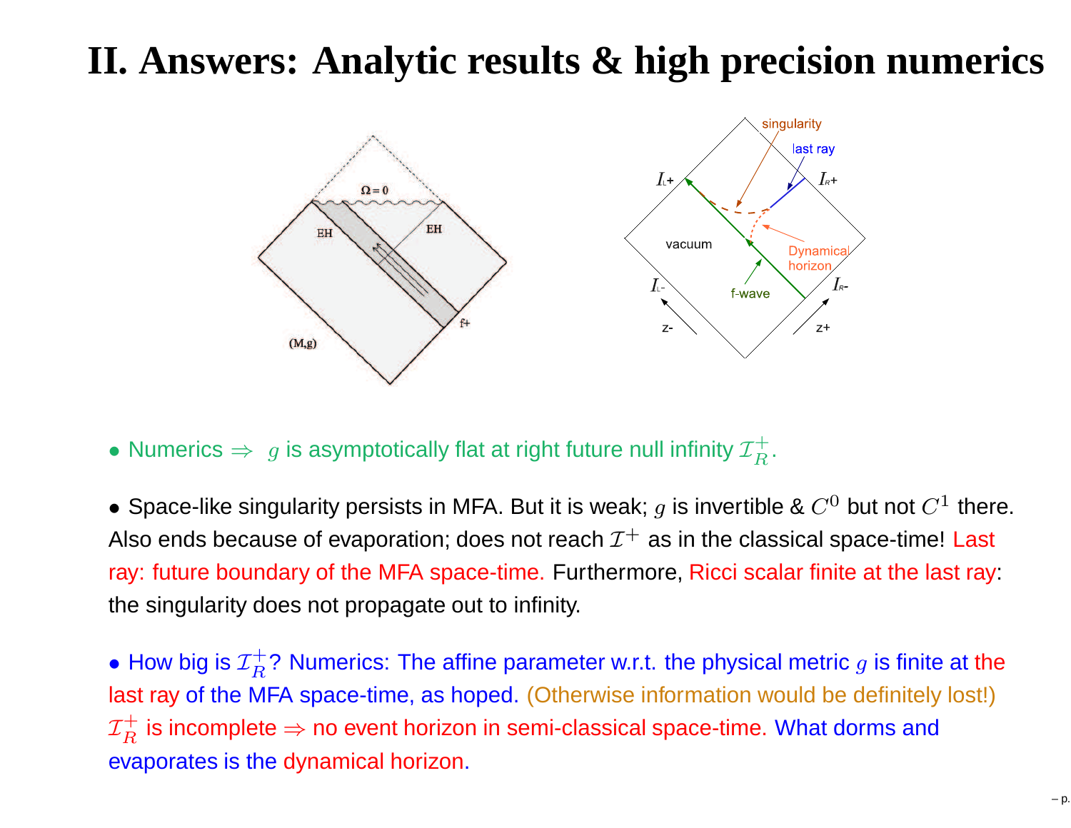# II. Answers: Analytic results & high precision numerics

- Numerics $\Rightarrow$ $g$ is asymptotically flat at right future null infinity $\mathcal{I}_R^+$.

- Space-like singularity persists in MFA. But it is weak; $g$ is invertible & $C^0$ but not $C^1$ there. Also ends because of evaporation; does not reach $\mathcal{I}^+$ as in the classical space-time! Last ray: future boundary of the MFA space-time. Furthermore, Ricci scalar finite at the last ray: the singularity does not propagate out to infinity.

- How big is $\mathcal{I}_R^+$? Numerics: The affine parameter w.r.t. the physical metric $g$ is finite at the last ray of the MFA space-time, as hoped. (Otherwise information would be definitely lost!) $\mathcal{I}_R^+$ is incomplete $\Rightarrow$ no event horizon in semi-classical space-time. What dorms and evaporates is the dynamical horizon.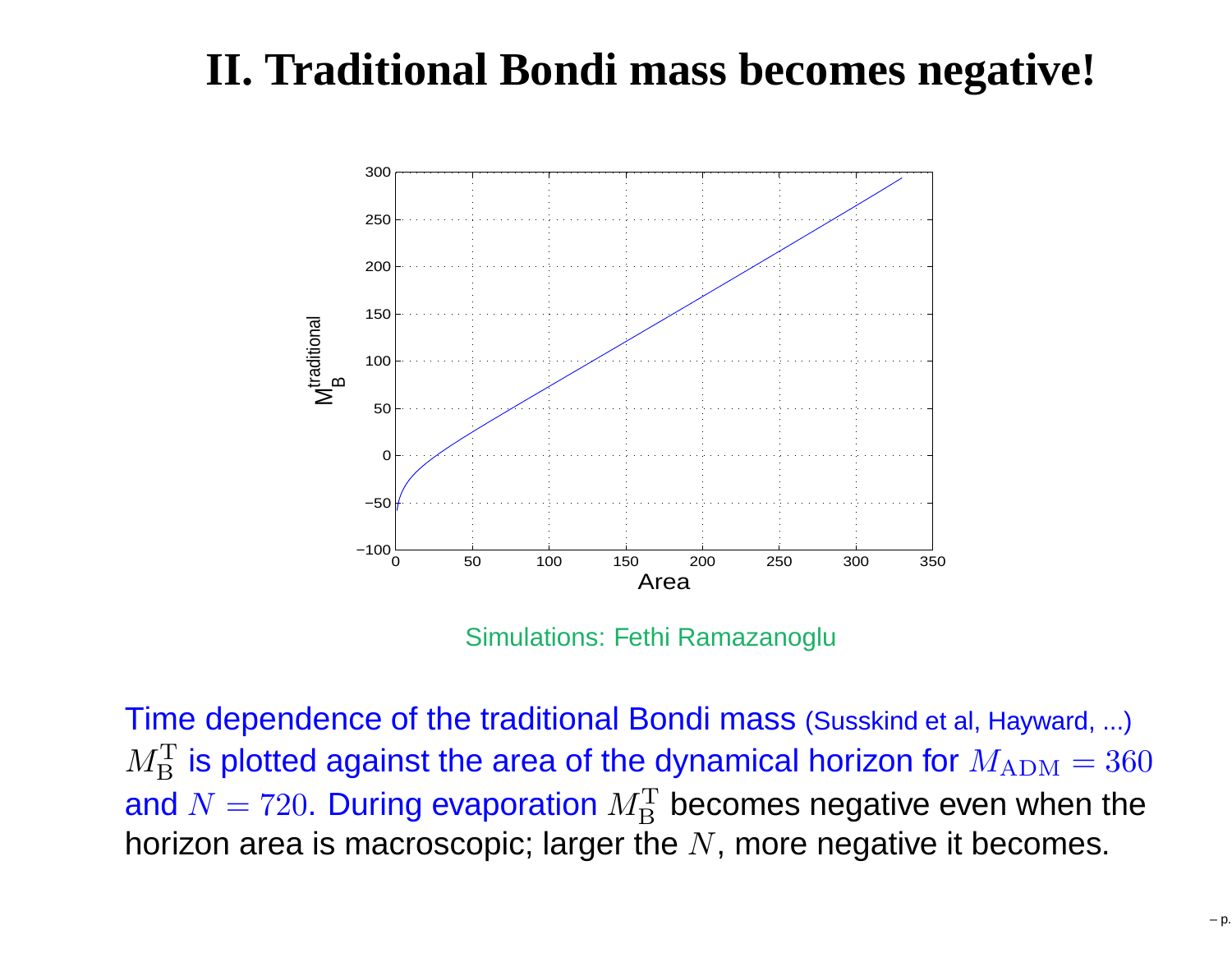# II. Traditional Bondi mass becomes negative!

Simulations: Fethi Ramazanoglu

Time dependence of the traditional Bondi mass (Susskind et al, Hayward, ...) $M_{\rm B}^{\rm T}$ is plotted against the area of the dynamical horizon for $M_{\rm ADM} = 360$ and $N = 720$. During evaporation $M_{\rm B}^{\rm T}$ becomes negative even when the horizon area is macroscopic; larger the $N$, more negative it becomes.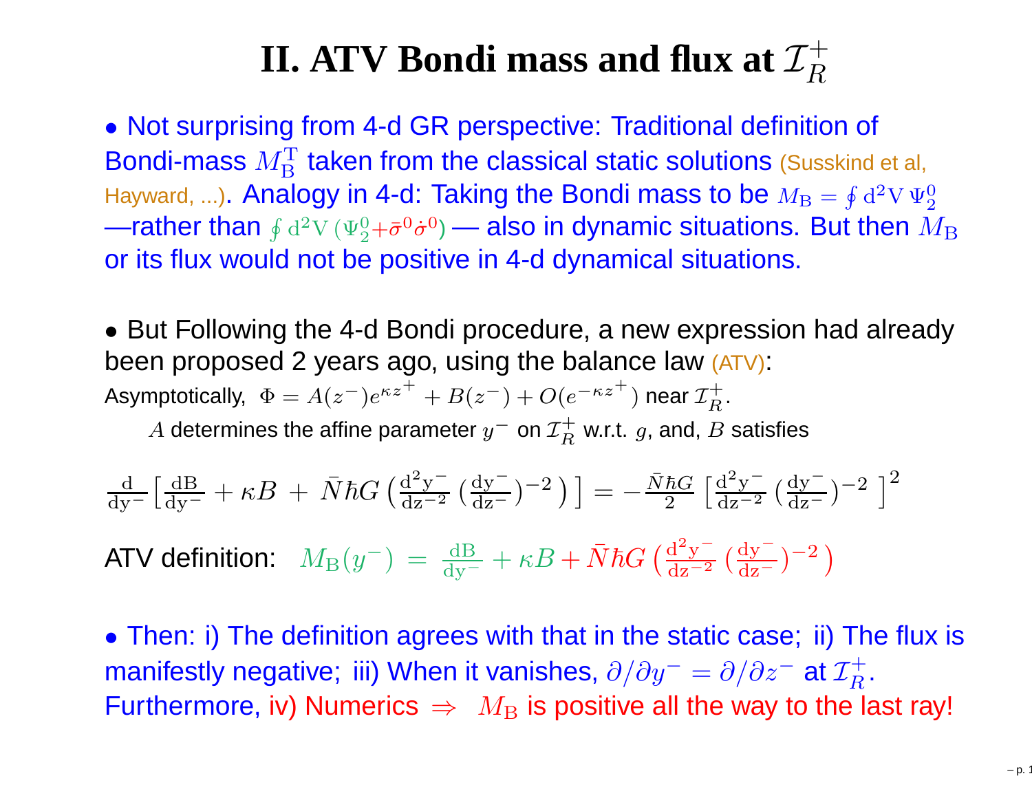# II. ATV Bondi mass and flux at $\mathcal{I}_R^+$

- Not surprising from 4-d GR perspective: Traditional definition of Bondi-mass $M_{\rm B}^{\rm T}$ taken from the classical static solutions (Susskind et al, Hayward, ...). Analogy in 4-d: Taking the Bondi mass to be $M_{\rm B} = \oint {\rm d}^2{\rm V}\, \Psi_2^0$ —rather than $\oint {\rm d}^2{\rm V}\, (\Psi_2^0 + \bar\sigma^0 \dot\sigma^0)$ — also in dynamic situations. But then $M_{\rm B}$ or its flux would not be positive in 4-d dynamical situations.

- But Following the 4-d Bondi procedure, a new expression had already been proposed 2 years ago, using the balance law (ATV):

Asymptotically, $\Phi = A(z^-) e^{\kappa z^+} + B(z^-) + O(e^{-\kappa z^+})$ near $\mathcal{I}_R^+$.

$A$ determines the affine parameter $y^-$ on $\mathcal{I}_R^+$ w.r.t. $g$, and, $B$ satisfies

$$\frac{\rm d}{{\rm d}y^-}\Big[\frac{{\rm dB}}{{\rm dy}^-} + \kappa B + \bar N \hbar G \Big(\frac{{\rm d}^2{\rm y}^-}{{\rm dz}^{-2}}\,\big(\frac{{\rm dy}^-}{{\rm dz}^-}\big)^{-2}\Big)\Big] = -\frac{\bar N \hbar G}{2}\Big[\frac{{\rm d}^2{\rm y}^-}{{\rm dz}^{-2}}\,\big(\frac{{\rm dy}^-}{{\rm dz}^-}\big)^{-2}\Big]^2$$

ATV definition: $M_{\rm B}(y^-) = \frac{{\rm dB}}{{\rm dy}^-} + \kappa B + \bar N \hbar G \Big(\frac{{\rm d}^2{\rm y}^-}{{\rm dz}^{-2}}\,\big(\frac{{\rm dy}^-}{{\rm dz}^-}\big)^{-2}\Big)$

- Then: i) The definition agrees with that in the static case; ii) The flux is manifestly negative; iii) When it vanishes, $\partial/\partial y^- = \partial/\partial z^-$ at $\mathcal{I}_R^+$. Furthermore, iv) Numerics $\Rightarrow$ $M_{\rm B}$ is positive all the way to the last ray!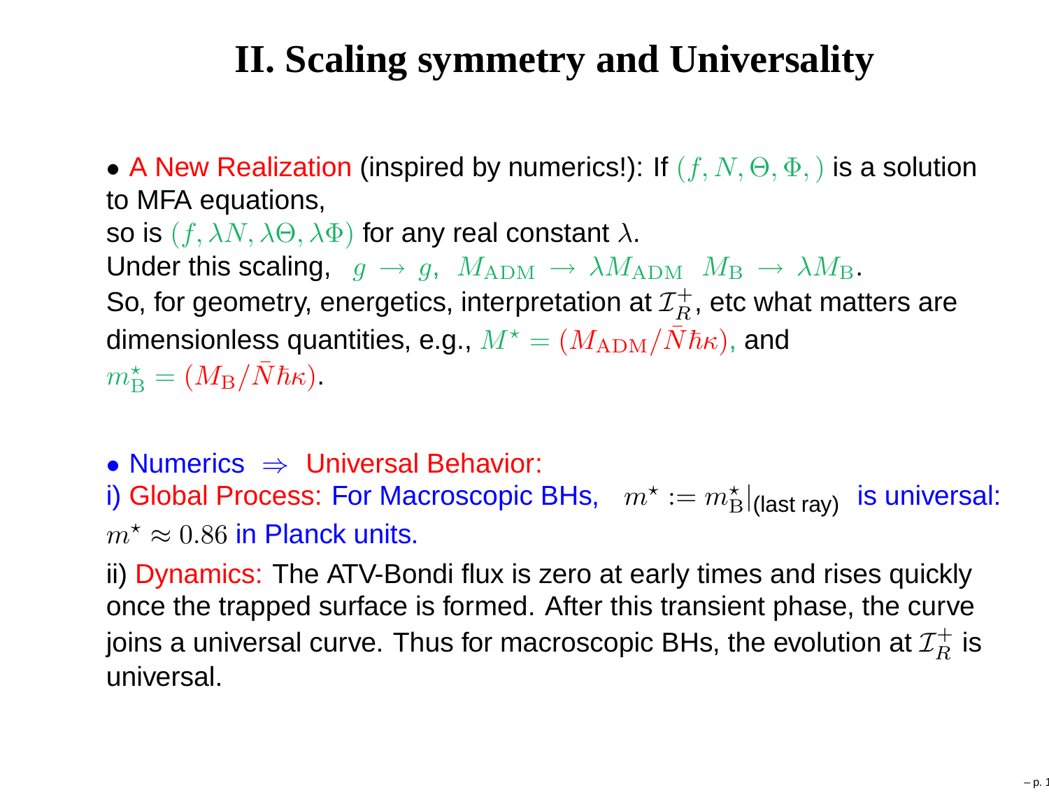# II. Scaling symmetry and Universality

- A New Realization (inspired by numerics!): If $(f, N, \Theta, \Phi, )$ is a solution to MFA equations,
so is $(f, \lambda N, \lambda\Theta, \lambda\Phi)$ for any real constant $\lambda$.
Under this scaling, $g \to g$, $M_{\rm ADM} \to \lambda M_{\rm ADM}$ $M_{\rm B} \to \lambda M_{\rm B}$.
So, for geometry, energetics, interpretation at $\mathcal{I}_R^+$, etc what matters are dimensionless quantities, e.g., $M^\star = (M_{\rm ADM}/\bar{N}\hbar\kappa)$, and
$m_{\rm B}^\star = (M_{\rm B}/\bar{N}\hbar\kappa)$.

- Numerics $\Rightarrow$ Universal Behavior:
i) Global Process: For Macroscopic BHs, $m^\star := m_{\rm B}^\star|_{\text{(last ray)}}$ is universal:
$m^\star \approx 0.86$ in Planck units.
ii) Dynamics: The ATV-Bondi flux is zero at early times and rises quickly once the trapped surface is formed. After this transient phase, the curve joins a universal curve. Thus for macroscopic BHs, the evolution at $\mathcal{I}_R^+$ is universal.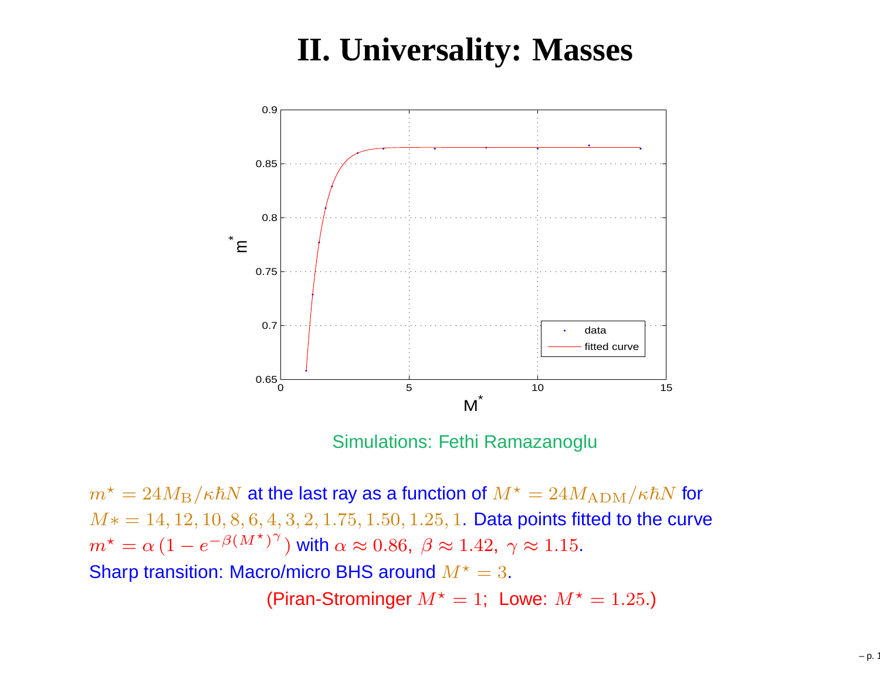# II. Universality: Masses

Simulations: Fethi Ramazanoglu

$m^\star = 24M_{\rm B}/\kappa\hbar N$ at the last ray as a function of $M^\star = 24M_{\rm ADM}/\kappa\hbar N$ for $M* = 14, 12, 10, 8, 6, 4, 3, 2, 1.75, 1.50, 1.25, 1$. Data points fitted to the curve $m^\star = \alpha\,(1 - e^{-\beta (M^\star)^\gamma})$ with $\alpha \approx 0.86,\ \beta \approx 1.42,\ \gamma \approx 1.15$.

Sharp transition: Macro/micro BHS around $M^\star = 3$.

(Piran-Strominger $M^\star = 1$; Lowe: $M^\star = 1.25$.)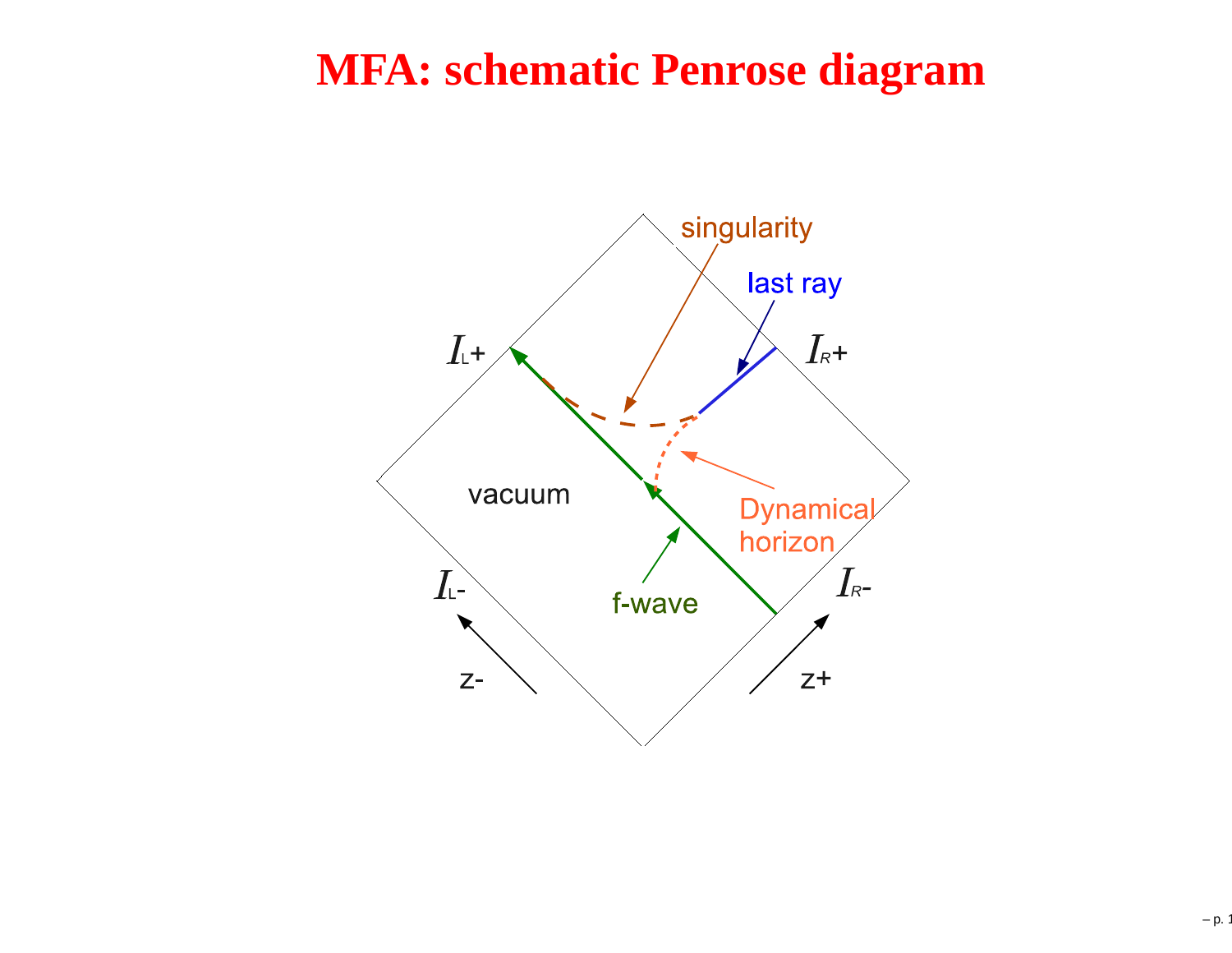# MFA: schematic Penrose diagram

singularity

last ray

$I_L$+

$I_R$+

vacuum

Dynamical horizon

$I_L$-

$I_R$-

f-wave

z-

z+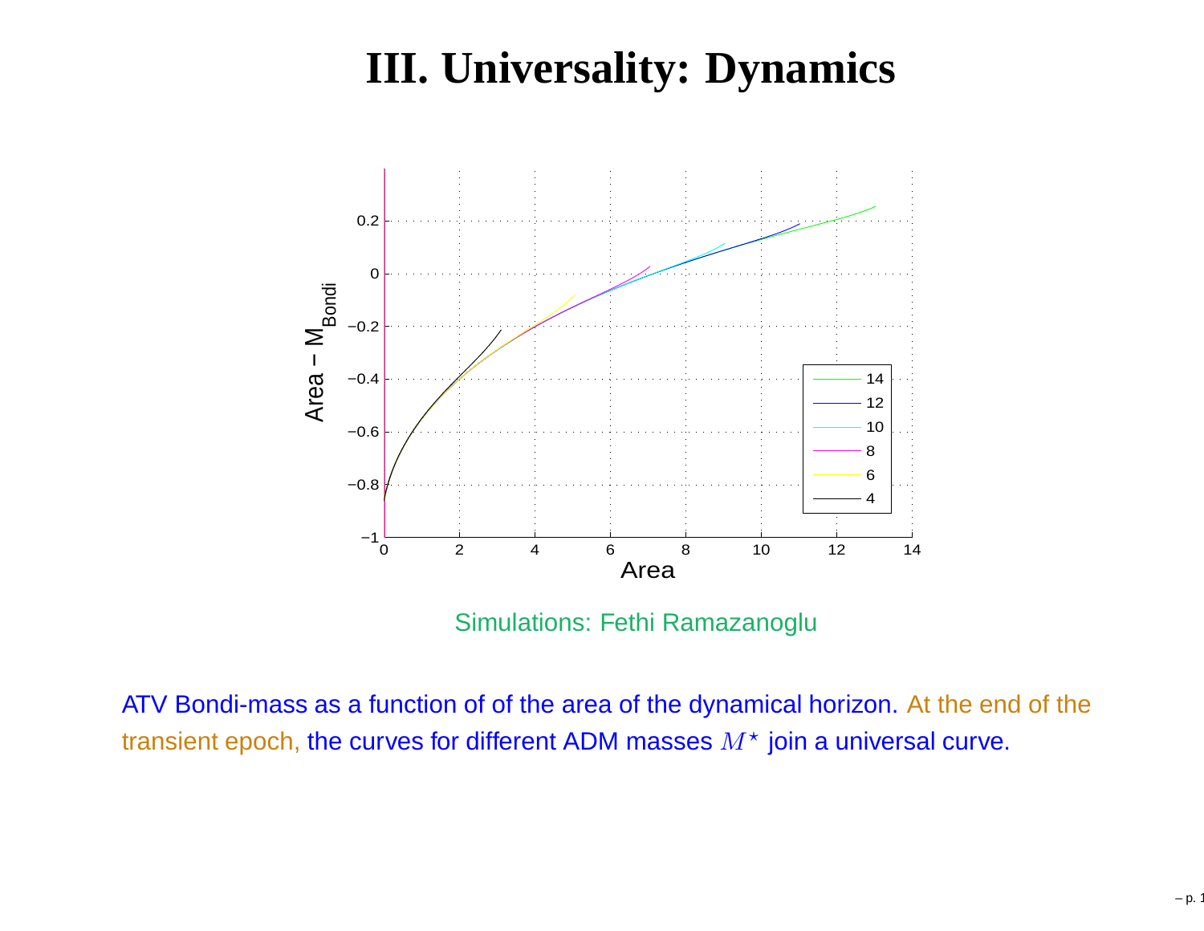# III. Universality: Dynamics

Simulations: Fethi Ramazanoglu

ATV Bondi-mass as a function of of the area of the dynamical horizon. At the end of the transient epoch, the curves for different ADM masses $M^\star$ join a universal curve.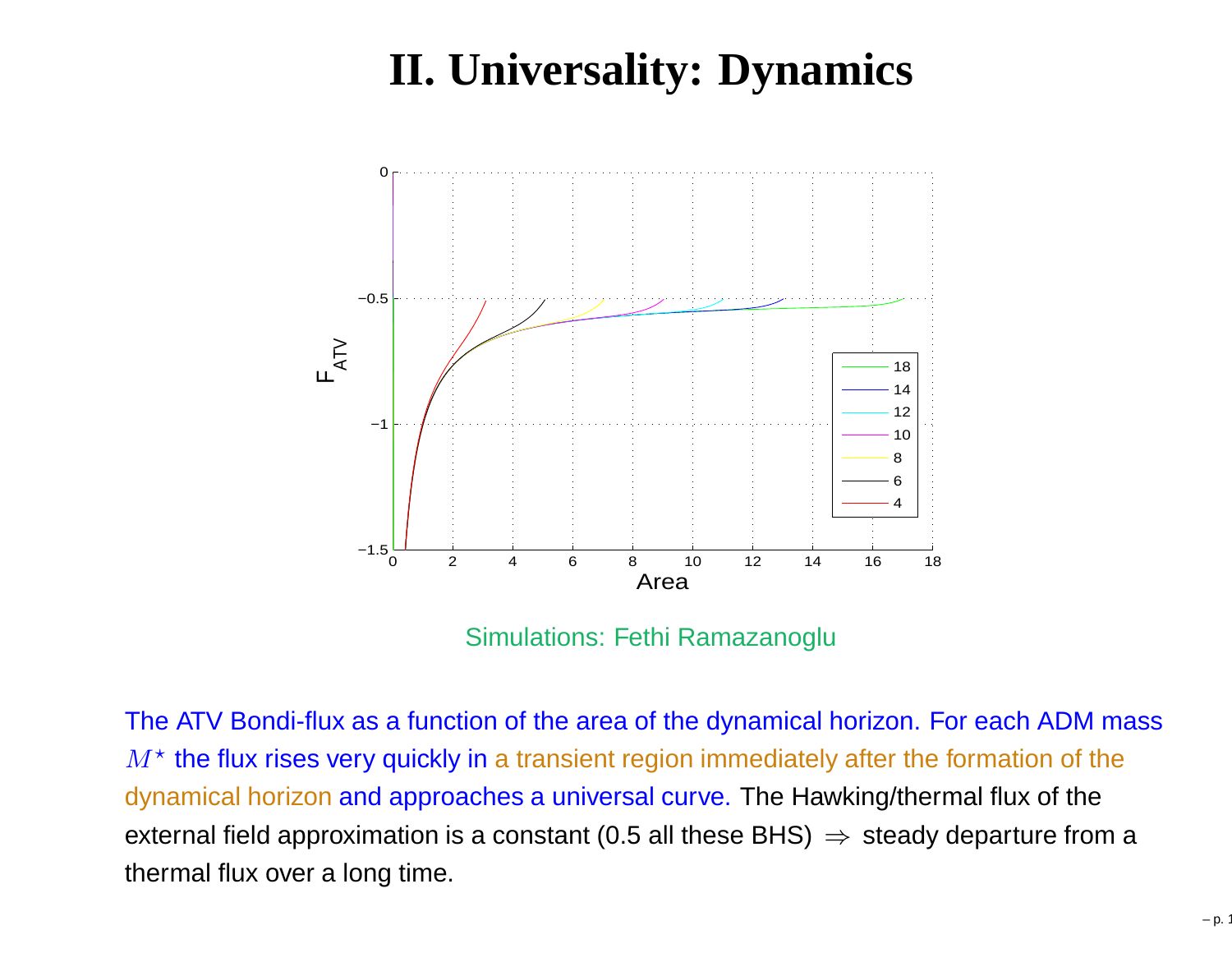# II. Universality: Dynamics

Simulations: Fethi Ramazanoglu

The ATV Bondi-flux as a function of the area of the dynamical horizon. For each ADM mass $M^\star$ the flux rises very quickly in a transient region immediately after the formation of the dynamical horizon and approaches a universal curve. The Hawking/thermal flux of the external field approximation is a constant (0.5 all these BHS) $\Rightarrow$ steady departure from a thermal flux over a long time.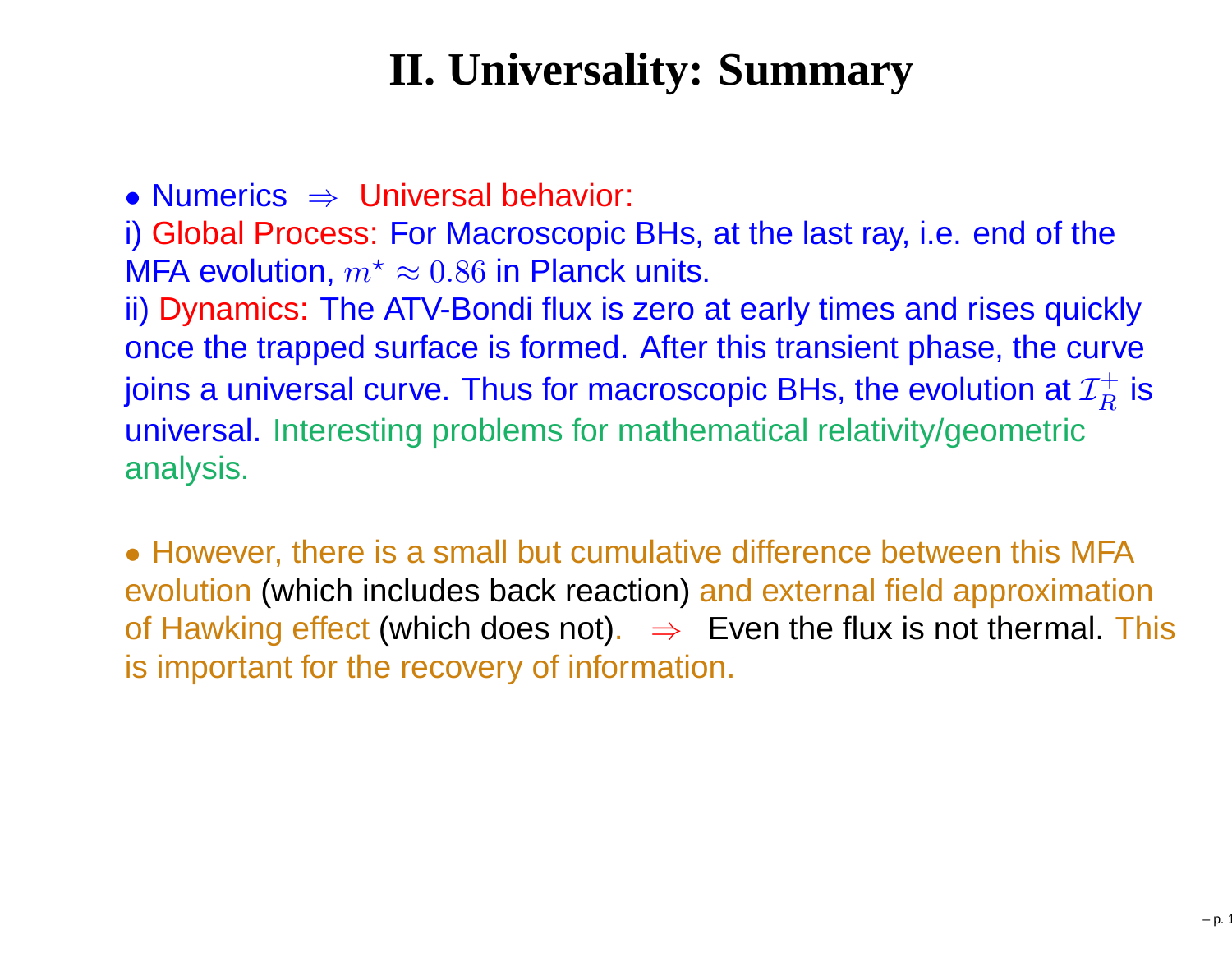# II. Universality: Summary

• Numerics $\Rightarrow$ Universal behavior:
i) Global Process: For Macroscopic BHs, at the last ray, i.e. end of the MFA evolution, $m^\star \approx 0.86$ in Planck units.
ii) Dynamics: The ATV-Bondi flux is zero at early times and rises quickly once the trapped surface is formed. After this transient phase, the curve joins a universal curve. Thus for macroscopic BHs, the evolution at $\mathcal{I}_R^+$ is universal. Interesting problems for mathematical relativity/geometric analysis.

• However, there is a small but cumulative difference between this MFA evolution (which includes back reaction) and external field approximation of Hawking effect (which does not). $\Rightarrow$ Even the flux is not thermal. This is important for the recovery of information.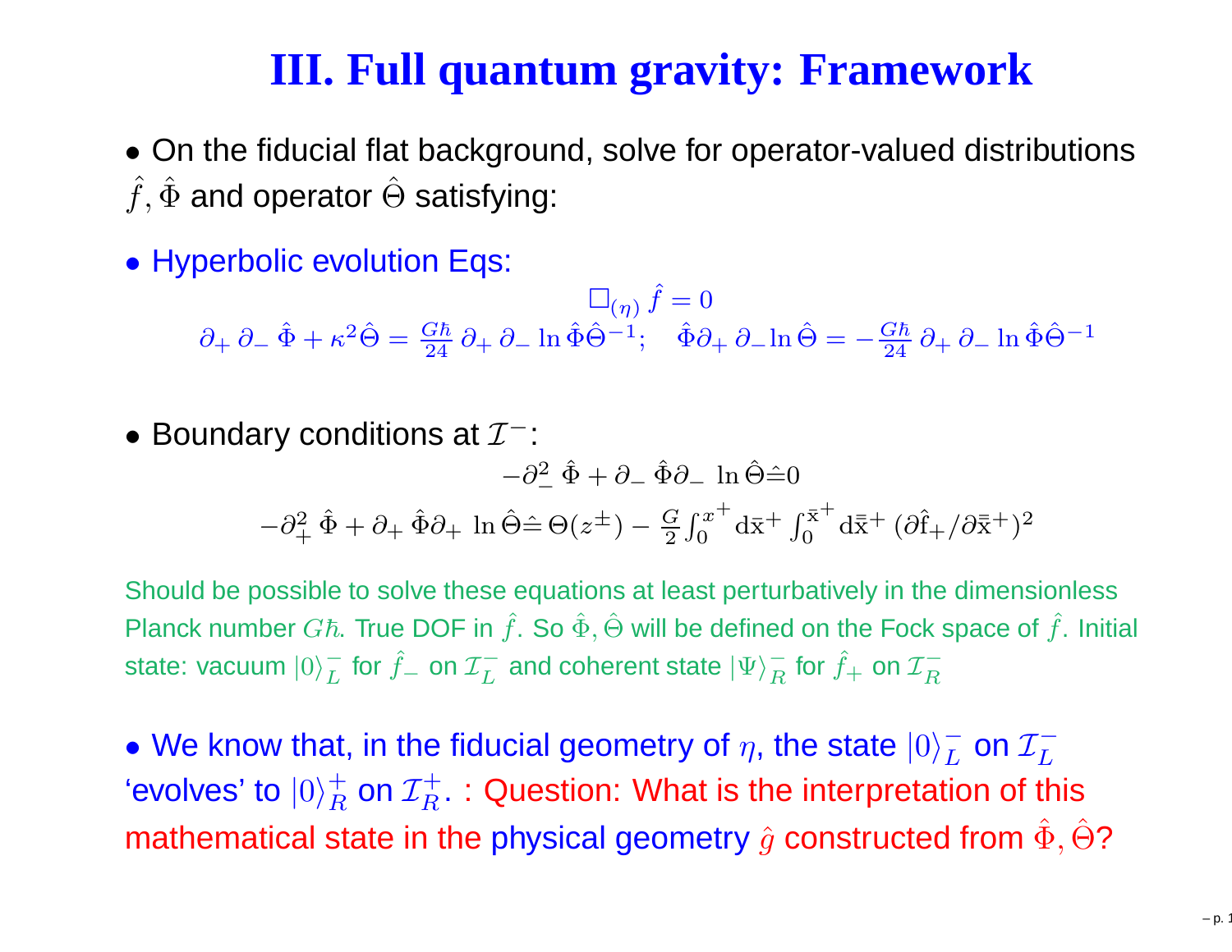# III. Full quantum gravity: Framework

- On the fiducial flat background, solve for operator-valued distributions $\hat{f}, \hat{\Phi}$ and operator $\hat{\Theta}$ satisfying:

- Hyperbolic evolution Eqs:

$$\Box_{(\eta)}\, \hat{f} = 0$$

$$\partial_+\,\partial_-\,\hat{\Phi} + \kappa^2 \hat{\Theta} = \tfrac{G\hbar}{24}\,\partial_+\,\partial_-\,\ln \hat{\Phi}\hat{\Theta}^{-1}; \quad \hat{\Phi}\partial_+\,\partial_- \ln \hat{\Theta} = -\tfrac{G\hbar}{24}\,\partial_+\,\partial_-\,\ln \hat{\Phi}\hat{\Theta}^{-1}$$

- Boundary conditions at $\mathcal{I}^-$:

$$-\partial_-^2\,\hat{\Phi} + \partial_-\,\hat{\Phi}\partial_-\,\ln \hat{\Theta} \hat{=} 0$$

$$-\partial_+^2\,\hat{\Phi} + \partial_+\,\hat{\Phi}\partial_+\,\ln \hat{\Theta} \hat{=} \Theta(z^{\pm}) - \tfrac{G}{2}\int_0^{x^+} \mathrm{d}\bar{\mathrm{x}}^+ \int_0^{\bar{\mathrm{x}}^+} \mathrm{d}\bar{\bar{\mathrm{x}}}^+\,(\partial \hat{\mathrm{f}}_+/\partial \bar{\bar{\mathrm{x}}}^+)^2$$

Should be possible to solve these equations at least perturbatively in the dimensionless Planck number $G\hbar$. True DOF in $\hat{f}$. So $\hat{\Phi}, \hat{\Theta}$ will be defined on the Fock space of $\hat{f}$. Initial state: vacuum $|0\rangle_L^-$ for $\hat{f}_-$ on $\mathcal{I}_L^-$ and coherent state $|\Psi\rangle_R^-$ for $\hat{f}_+$ on $\mathcal{I}_R^-$

- We know that, in the fiducial geometry of $\eta$, the state $|0\rangle_L^-$ on $\mathcal{I}_L^-$ 'evolves' to $|0\rangle_R^+$ on $\mathcal{I}_R^+$. : Question: What is the interpretation of this mathematical state in the physical geometry $\hat{g}$ constructed from $\hat{\Phi}, \hat{\Theta}$?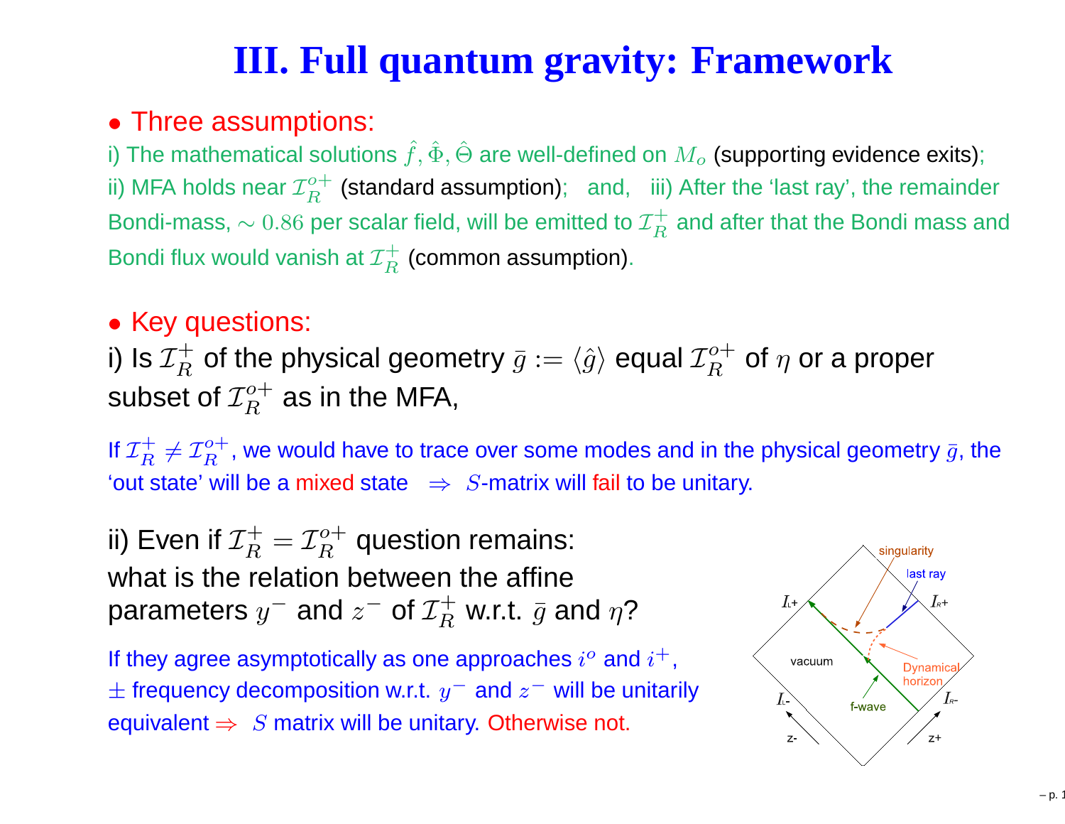# III. Full quantum gravity: Framework

- Three assumptions:

i) The mathematical solutions $\hat{f}, \hat{\Phi}, \hat{\Theta}$ are well-defined on $M_o$ (supporting evidence exits); ii) MFA holds near $\mathcal{I}_R^{o+}$ (standard assumption); and, iii) After the 'last ray', the remainder Bondi-mass, $\sim 0.86$ per scalar field, will be emitted to $\mathcal{I}_R^+$ and after that the Bondi mass and Bondi flux would vanish at $\mathcal{I}_R^+$ (common assumption).

- Key questions:

i) Is $\mathcal{I}_R^+$ of the physical geometry $\bar{g} := \langle \hat{g} \rangle$ equal $\mathcal{I}_R^{o+}$ of $\eta$ or a proper subset of $\mathcal{I}_R^{o+}$ as in the MFA,

If $\mathcal{I}_R^+ \neq \mathcal{I}_R^{o+}$, we would have to trace over some modes and in the physical geometry $\bar{g}$, the 'out state' will be a mixed state $\Rightarrow$ $S$-matrix will fail to be unitary.

ii) Even if $\mathcal{I}_R^+ = \mathcal{I}_R^{o+}$ question remains: what is the relation between the affine parameters $y^-$ and $z^-$ of $\mathcal{I}_R^+$ w.r.t. $\bar{g}$ and $\eta$?

If they agree asymptotically as one approaches $i^o$ and $i^+$, $\pm$ frequency decomposition w.r.t. $y^-$ and $z^-$ will be unitarily equivalent $\Rightarrow$ $S$ matrix will be unitary. Otherwise not.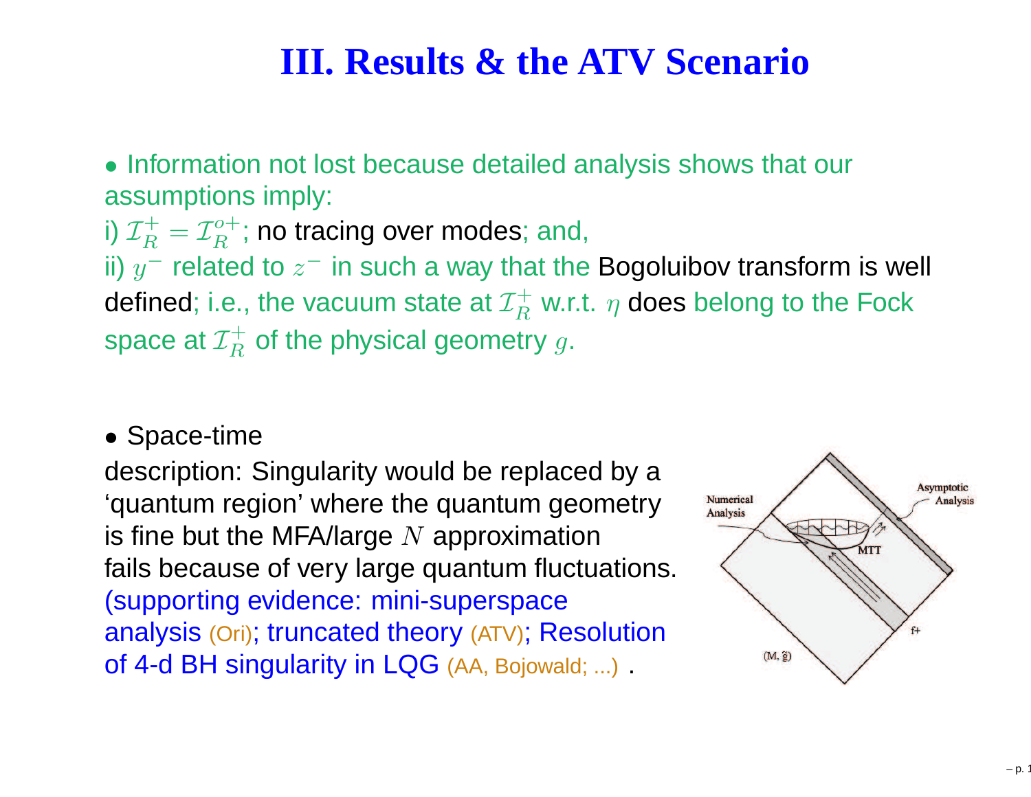# III. Results & the ATV Scenario

- Information not lost because detailed analysis shows that our assumptions imply:

  i) $\mathcal{I}_R^+ = \mathcal{I}_R^{o+}$; no tracing over modes; and,

  ii) $y^-$ related to $z^-$ in such a way that the Bogoluibov transform is well defined; i.e., the vacuum state at $\mathcal{I}_R^+$ w.r.t. $\eta$ does belong to the Fock space at $\mathcal{I}_R^+$ of the physical geometry $g$.

- Space-time description: Singularity would be replaced by a 'quantum region' where the quantum geometry is fine but the MFA/large $N$ approximation fails because of very large quantum fluctuations. (supporting evidence: mini-superspace analysis (Ori); truncated theory (ATV); Resolution of 4-d BH singularity in LQG (AA, Bojowald; ...) .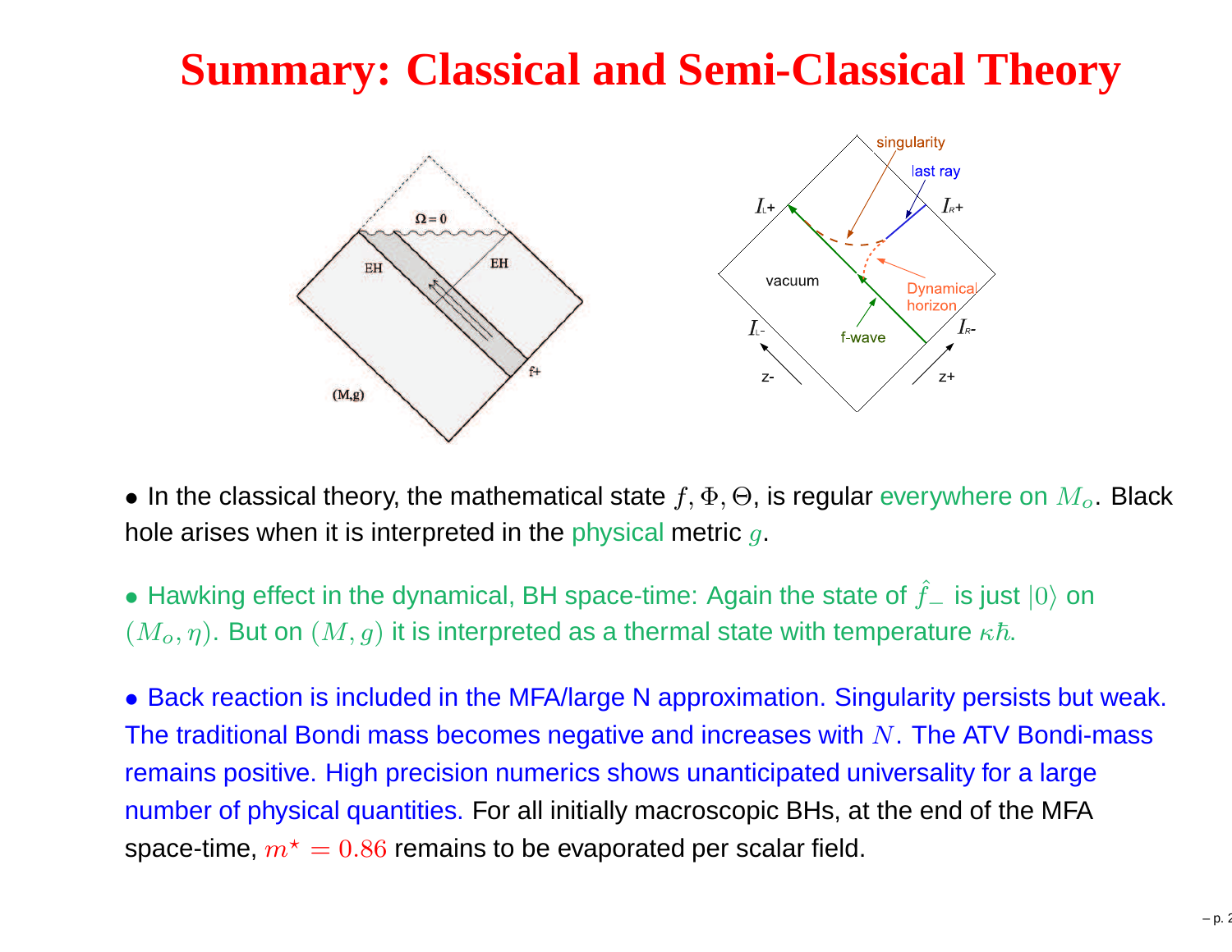# Summary: Classical and Semi-Classical Theory

- In the classical theory, the mathematical state $f, \Phi, \Theta$, is regular everywhere on $M_o$. Black hole arises when it is interpreted in the physical metric $g$.

- Hawking effect in the dynamical, BH space-time: Again the state of $\hat{f}_-$ is just $|0\rangle$ on $(M_o, \eta)$. But on $(M, g)$ it is interpreted as a thermal state with temperature $\kappa\hbar$.

- Back reaction is included in the MFA/large N approximation. Singularity persists but weak. The traditional Bondi mass becomes negative and increases with $N$. The ATV Bondi-mass remains positive. High precision numerics shows unanticipated universality for a large number of physical quantities. For all initially macroscopic BHs, at the end of the MFA space-time, $m^\star = 0.86$ remains to be evaporated per scalar field.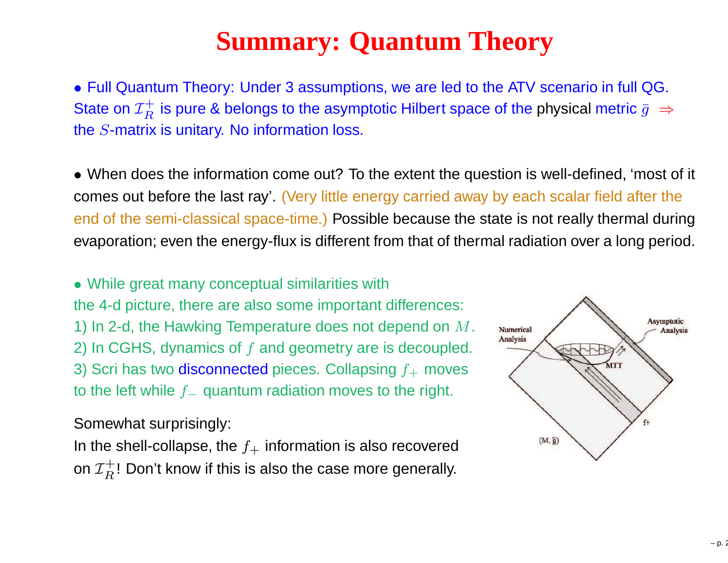# Summary: Quantum Theory

- Full Quantum Theory: Under 3 assumptions, we are led to the ATV scenario in full QG. State on $\mathcal{I}_R^+$ is pure & belongs to the asymptotic Hilbert space of the physical metric $\bar{g}$ $\Rightarrow$ the $S$-matrix is unitary. No information loss.

- When does the information come out? To the extent the question is well-defined, 'most of it comes out before the last ray'. (Very little energy carried away by each scalar field after the end of the semi-classical space-time.) Possible because the state is not really thermal during evaporation; even the energy-flux is different from that of thermal radiation over a long period.

- While great many conceptual similarities with the 4-d picture, there are also some important differences:
1) In 2-d, the Hawking Temperature does not depend on $M$.
2) In CGHS, dynamics of $f$ and geometry are is decoupled.
3) Scri has two disconnected pieces. Collapsing $f_+$ moves to the left while $f_-$ quantum radiation moves to the right.

Somewhat surprisingly:
In the shell-collapse, the $f_+$ information is also recovered on $\mathcal{I}_R^+$! Don't know if this is also the case more generally.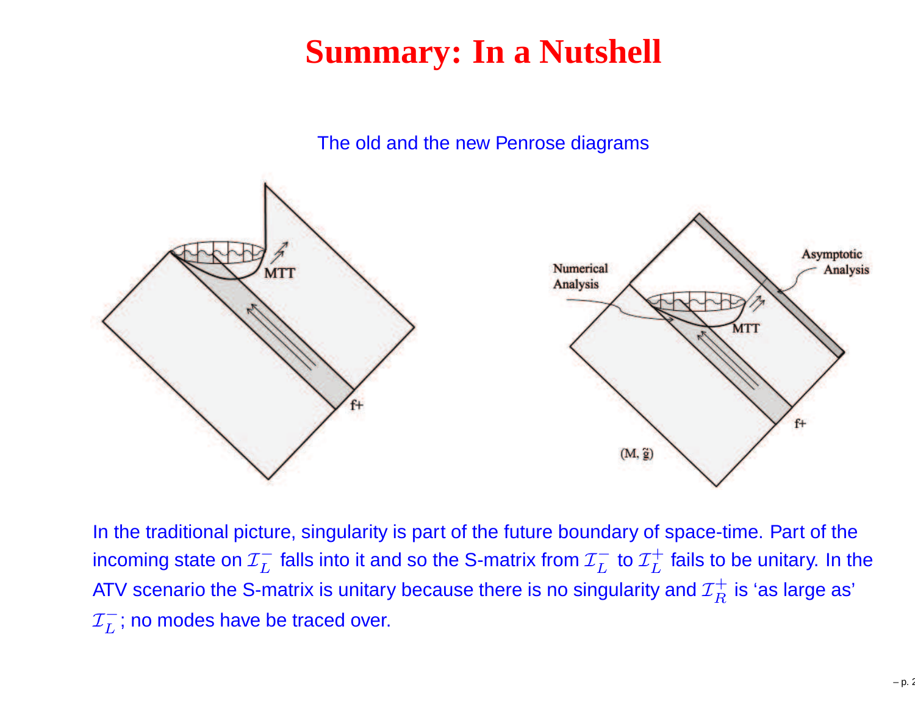# Summary: In a Nutshell

The old and the new Penrose diagrams

MTT

f+

Numerical Analysis

Asymptotic Analysis

MTT

f+

(M, $\tilde{g}$)

In the traditional picture, singularity is part of the future boundary of space-time. Part of the incoming state on $\mathcal{I}_L^-$ falls into it and so the S-matrix from $\mathcal{I}_L^-$ to $\mathcal{I}_L^+$ fails to be unitary. In the ATV scenario the S-matrix is unitary because there is no singularity and $\mathcal{I}_R^+$ is 'as large as' $\mathcal{I}_L^-$; no modes have be traced over.